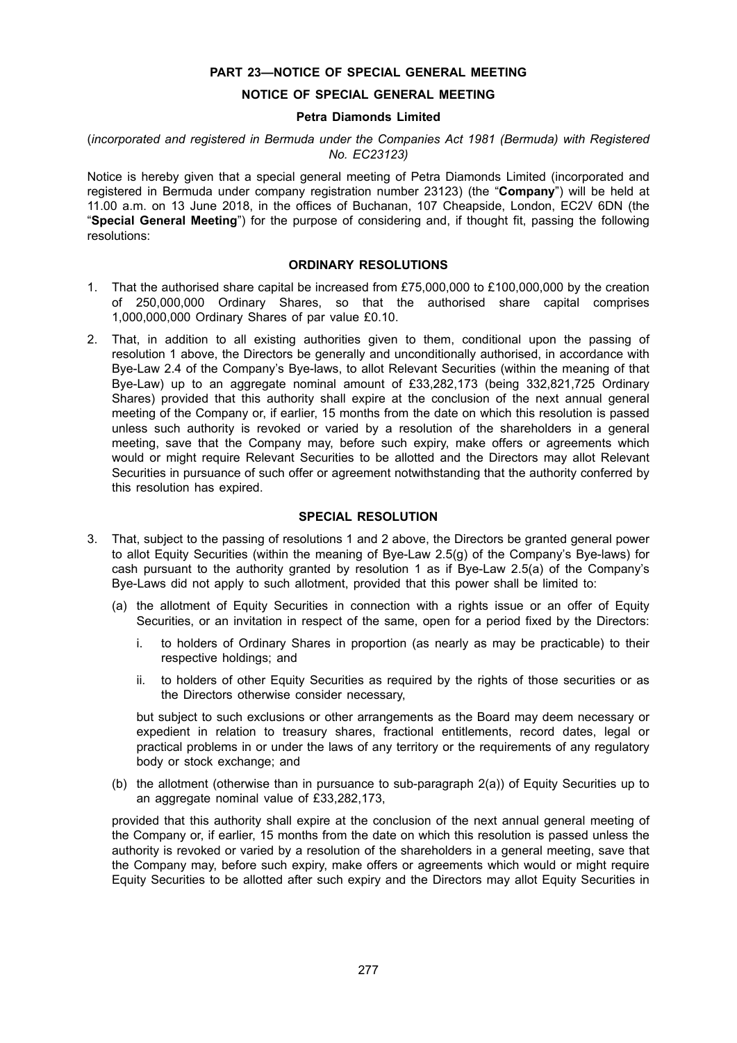# PART 23—NOTICE OF SPECIAL GENERAL MEETING

## NOTICE OF SPECIAL GENERAL MEETING

### Petra Diamonds Limited

(*incorporated and registered in Bermuda under the Companies Act 1981 (Bermuda) with Registered No. EC23123)*

Notice is hereby given that a special general meeting of Petra Diamonds Limited (incorporated and registered in Bermuda under company registration number 23123) (the "**Company**") will be held at 11.00 a.m. on 13 June 2018, in the offices of Buchanan, 107 Cheapside, London, EC2V 6DN (the "**Special General Meeting**") for the purpose of considering and, if thought fit, passing the following resolutions:

### ORDINARY RESOLUTIONS

1. That the authorised share capital be increased from £75,000,000 to £100,000,000 by the creation of 250,000,000 Ordinary Shares, so that the authorised share capital comprises 1,000,000,000 Ordinary Shares of par value £0.10.
2. That, in addition to all existing authorities given to them, conditional upon the passing of resolution 1 above, the Directors be generally and unconditionally authorised, in accordance with Bye-Law 2.4 of the Company's Bye-laws, to allot Relevant Securities (within the meaning of that Bye-Law) up to an aggregate nominal amount of £33,282,173 (being 332,821,725 Ordinary Shares) provided that this authority shall expire at the conclusion of the next annual general meeting of the Company or, if earlier, 15 months from the date on which this resolution is passed unless such authority is revoked or varied by a resolution of the shareholders in a general meeting, save that the Company may, before such expiry, make offers or agreements which would or might require Relevant Securities to be allotted and the Directors may allot Relevant Securities in pursuance of such offer or agreement notwithstanding that the authority conferred by this resolution has expired.

### SPECIAL RESOLUTION

3. That, subject to the passing of resolutions 1 and 2 above, the Directors be granted general power to allot Equity Securities (within the meaning of Bye-Law 2.5(g) of the Company's Bye-laws) for cash pursuant to the authority granted by resolution 1 as if Bye-Law 2.5(a) of the Company's Bye-Laws did not apply to such allotment, provided that this power shall be limited to:
   - (a) the allotment of Equity Securities in connection with a rights issue or an offer of Equity Securities, or an invitation in respect of the same, open for a period fixed by the Directors:
     - i. to holders of Ordinary Shares in proportion (as nearly as may be practicable) to their respective holdings; and
     - ii. to holders of other Equity Securities as required by the rights of those securities or as the Directors otherwise consider necessary,

     but subject to such exclusions or other arrangements as the Board may deem necessary or expedient in relation to treasury shares, fractional entitlements, record dates, legal or practical problems in or under the laws of any territory or the requirements of any regulatory body or stock exchange; and
   - (b) the allotment (otherwise than in pursuance to sub-paragraph 2(a)) of Equity Securities up to an aggregate nominal value of £33,282,173,

   provided that this authority shall expire at the conclusion of the next annual general meeting of the Company or, if earlier, 15 months from the date on which this resolution is passed unless the authority is revoked or varied by a resolution of the shareholders in a general meeting, save that the Company may, before such expiry, make offers or agreements which would or might require Equity Securities to be allotted after such expiry and the Directors may allot Equity Securities in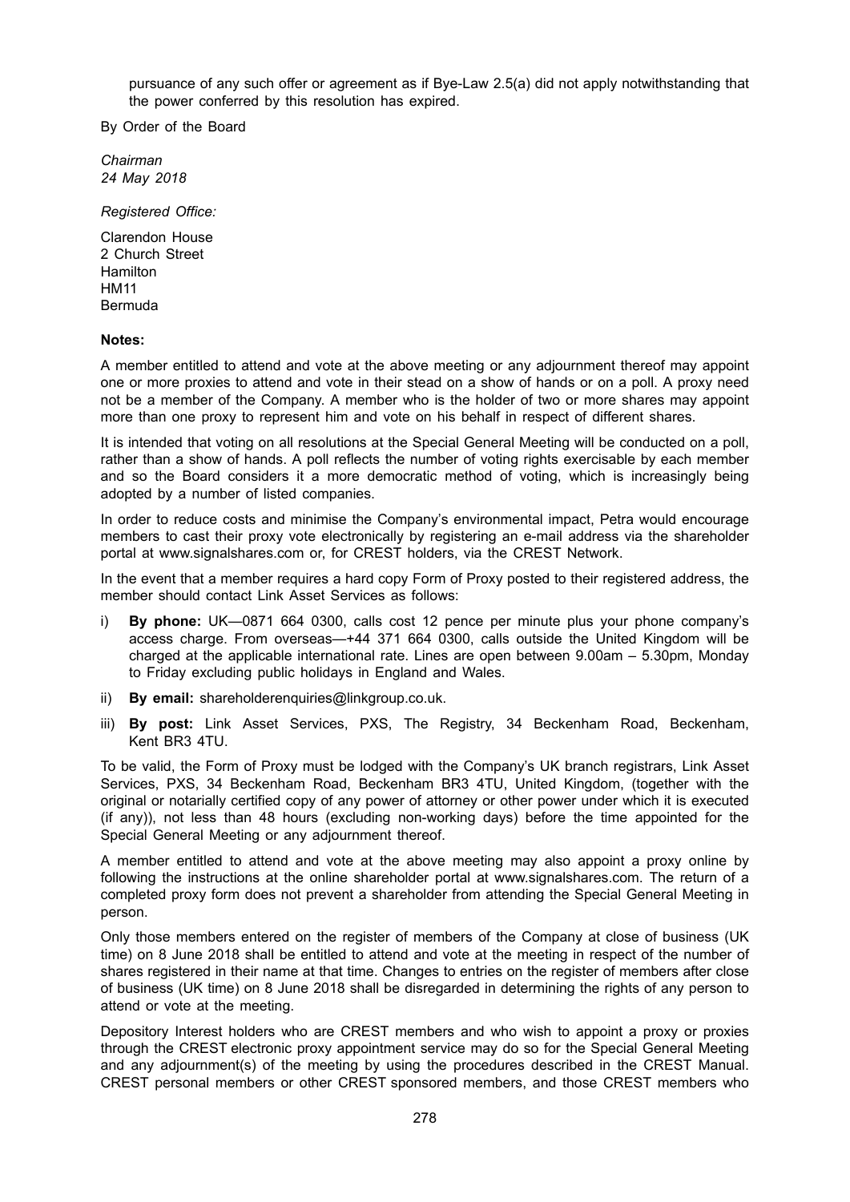pursuance of any such offer or agreement as if Bye-Law 2.5(a) did not apply notwithstanding that the power conferred by this resolution has expired.

By Order of the Board

*Chairman*
*24 May 2018*

*Registered Office:*

Clarendon House
2 Church Street
Hamilton
HM11
Bermuda

**Notes:**

A member entitled to attend and vote at the above meeting or any adjournment thereof may appoint one or more proxies to attend and vote in their stead on a show of hands or on a poll. A proxy need not be a member of the Company. A member who is the holder of two or more shares may appoint more than one proxy to represent him and vote on his behalf in respect of different shares.

It is intended that voting on all resolutions at the Special General Meeting will be conducted on a poll, rather than a show of hands. A poll reflects the number of voting rights exercisable by each member and so the Board considers it a more democratic method of voting, which is increasingly being adopted by a number of listed companies.

In order to reduce costs and minimise the Company's environmental impact, Petra would encourage members to cast their proxy vote electronically by registering an e-mail address via the shareholder portal at www.signalshares.com or, for CREST holders, via the CREST Network.

In the event that a member requires a hard copy Form of Proxy posted to their registered address, the member should contact Link Asset Services as follows:

i) **By phone:** UK—0871 664 0300, calls cost 12 pence per minute plus your phone company's access charge. From overseas—+44 371 664 0300, calls outside the United Kingdom will be charged at the applicable international rate. Lines are open between 9.00am – 5.30pm, Monday to Friday excluding public holidays in England and Wales.

ii) **By email:** shareholderenquiries@linkgroup.co.uk.

iii) **By post:** Link Asset Services, PXS, The Registry, 34 Beckenham Road, Beckenham, Kent BR3 4TU.

To be valid, the Form of Proxy must be lodged with the Company's UK branch registrars, Link Asset Services, PXS, 34 Beckenham Road, Beckenham BR3 4TU, United Kingdom, (together with the original or notarially certified copy of any power of attorney or other power under which it is executed (if any)), not less than 48 hours (excluding non-working days) before the time appointed for the Special General Meeting or any adjournment thereof.

A member entitled to attend and vote at the above meeting may also appoint a proxy online by following the instructions at the online shareholder portal at www.signalshares.com. The return of a completed proxy form does not prevent a shareholder from attending the Special General Meeting in person.

Only those members entered on the register of members of the Company at close of business (UK time) on 8 June 2018 shall be entitled to attend and vote at the meeting in respect of the number of shares registered in their name at that time. Changes to entries on the register of members after close of business (UK time) on 8 June 2018 shall be disregarded in determining the rights of any person to attend or vote at the meeting.

Depository Interest holders who are CREST members and who wish to appoint a proxy or proxies through the CREST electronic proxy appointment service may do so for the Special General Meeting and any adjournment(s) of the meeting by using the procedures described in the CREST Manual. CREST personal members or other CREST sponsored members, and those CREST members who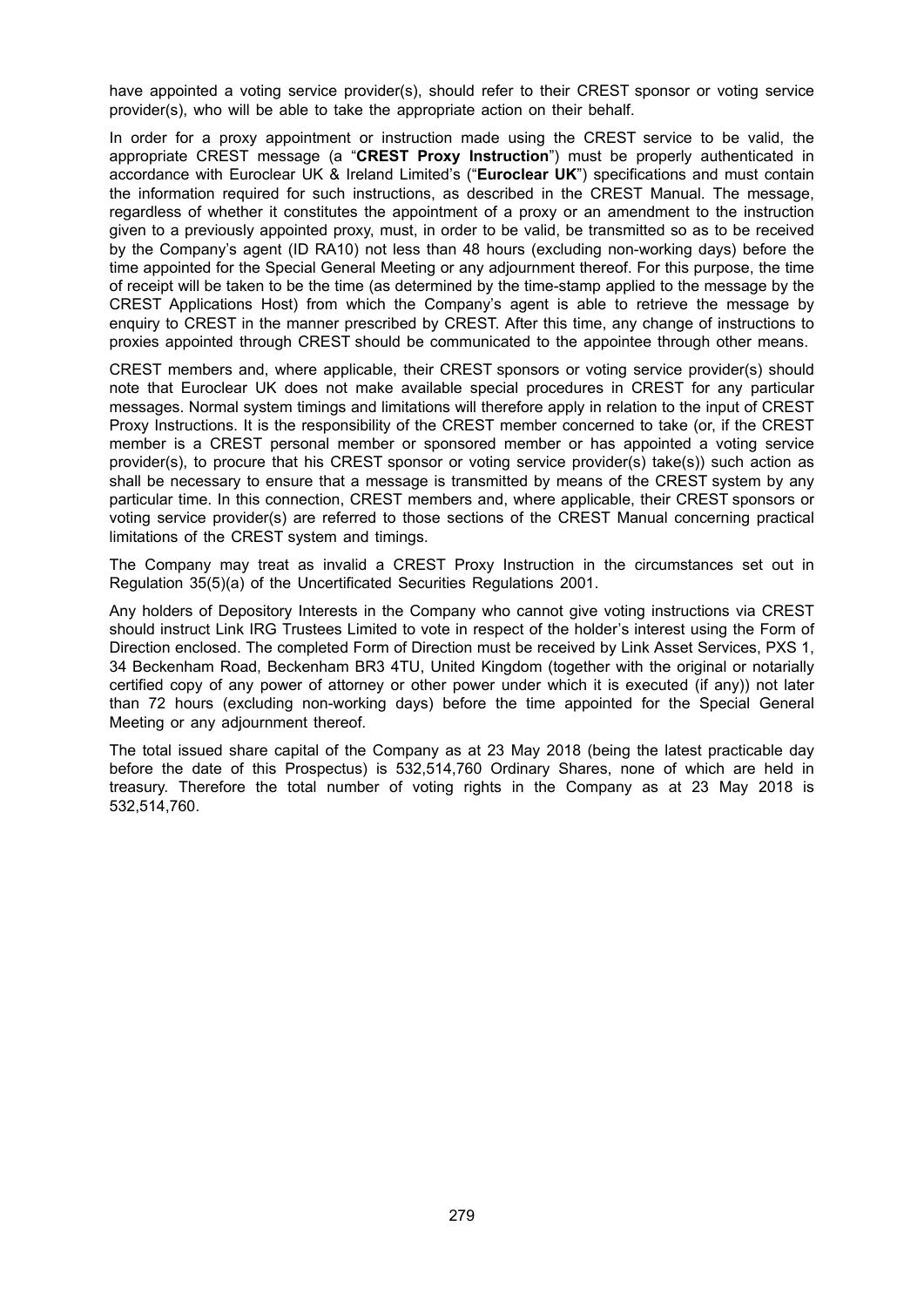have appointed a voting service provider(s), should refer to their CREST sponsor or voting service provider(s), who will be able to take the appropriate action on their behalf.

In order for a proxy appointment or instruction made using the CREST service to be valid, the appropriate CREST message (a "**CREST Proxy Instruction**") must be properly authenticated in accordance with Euroclear UK & Ireland Limited's ("**Euroclear UK**") specifications and must contain the information required for such instructions, as described in the CREST Manual. The message, regardless of whether it constitutes the appointment of a proxy or an amendment to the instruction given to a previously appointed proxy, must, in order to be valid, be transmitted so as to be received by the Company's agent (ID RA10) not less than 48 hours (excluding non-working days) before the time appointed for the Special General Meeting or any adjournment thereof. For this purpose, the time of receipt will be taken to be the time (as determined by the time-stamp applied to the message by the CREST Applications Host) from which the Company's agent is able to retrieve the message by enquiry to CREST in the manner prescribed by CREST. After this time, any change of instructions to proxies appointed through CREST should be communicated to the appointee through other means.

CREST members and, where applicable, their CREST sponsors or voting service provider(s) should note that Euroclear UK does not make available special procedures in CREST for any particular messages. Normal system timings and limitations will therefore apply in relation to the input of CREST Proxy Instructions. It is the responsibility of the CREST member concerned to take (or, if the CREST member is a CREST personal member or sponsored member or has appointed a voting service provider(s), to procure that his CREST sponsor or voting service provider(s) take(s)) such action as shall be necessary to ensure that a message is transmitted by means of the CREST system by any particular time. In this connection, CREST members and, where applicable, their CREST sponsors or voting service provider(s) are referred to those sections of the CREST Manual concerning practical limitations of the CREST system and timings.

The Company may treat as invalid a CREST Proxy Instruction in the circumstances set out in Regulation 35(5)(a) of the Uncertificated Securities Regulations 2001.

Any holders of Depository Interests in the Company who cannot give voting instructions via CREST should instruct Link IRG Trustees Limited to vote in respect of the holder's interest using the Form of Direction enclosed. The completed Form of Direction must be received by Link Asset Services, PXS 1, 34 Beckenham Road, Beckenham BR3 4TU, United Kingdom (together with the original or notarially certified copy of any power of attorney or other power under which it is executed (if any)) not later than 72 hours (excluding non-working days) before the time appointed for the Special General Meeting or any adjournment thereof.

The total issued share capital of the Company as at 23 May 2018 (being the latest practicable day before the date of this Prospectus) is 532,514,760 Ordinary Shares, none of which are held in treasury. Therefore the total number of voting rights in the Company as at 23 May 2018 is 532,514,760.